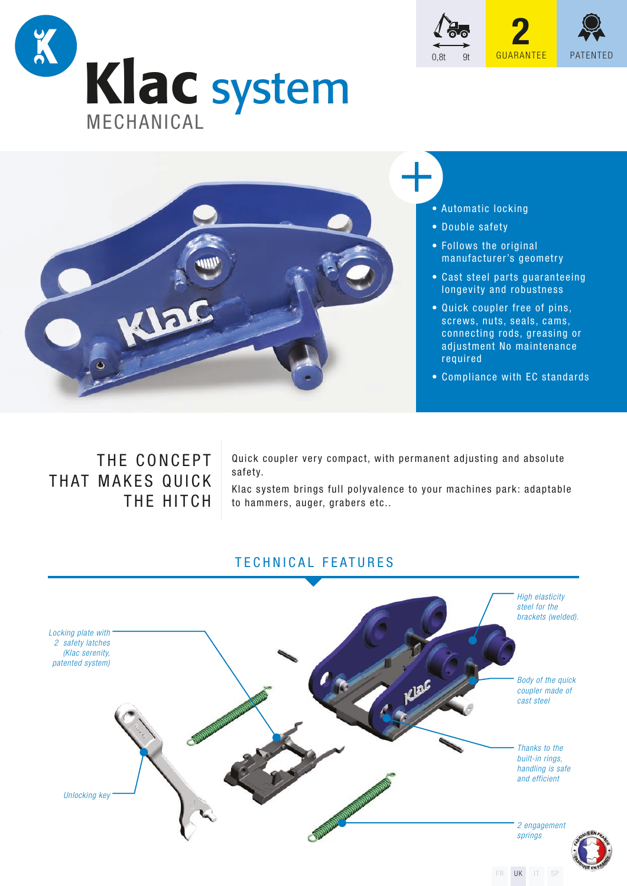# Klac system

MECHANICAL

0,8t 9t

2 GUARANTEE

PATENTED

+

- Automatic locking
- Double safety
- Follows the original manufacturer's geometry
- Cast steel parts guaranteeing longevity and robustness
- Quick coupler free of pins, screws, nuts, seals, cams, connecting rods, greasing or adjustment No maintenance required
- Compliance with EC standards

## THE CONCEPT THAT MAKES QUICK THE HITCH

Quick coupler very compact, with permanent adjusting and absolute safety.

Klac system brings full polyvalence to your machines park: adaptable to hammers, auger, grabers etc..

## TECHNICAL FEATURES

*Locking plate with 2 safety latches (Klac serenity, patented system)*

*Unlocking key*

*High elasticity steel for the brackets (welded).*

*Body of the quick coupler made of cast steel*

*Thanks to the built-in rings, handling is safe and efficient*

*2 engagement springs*

FR UK IT SP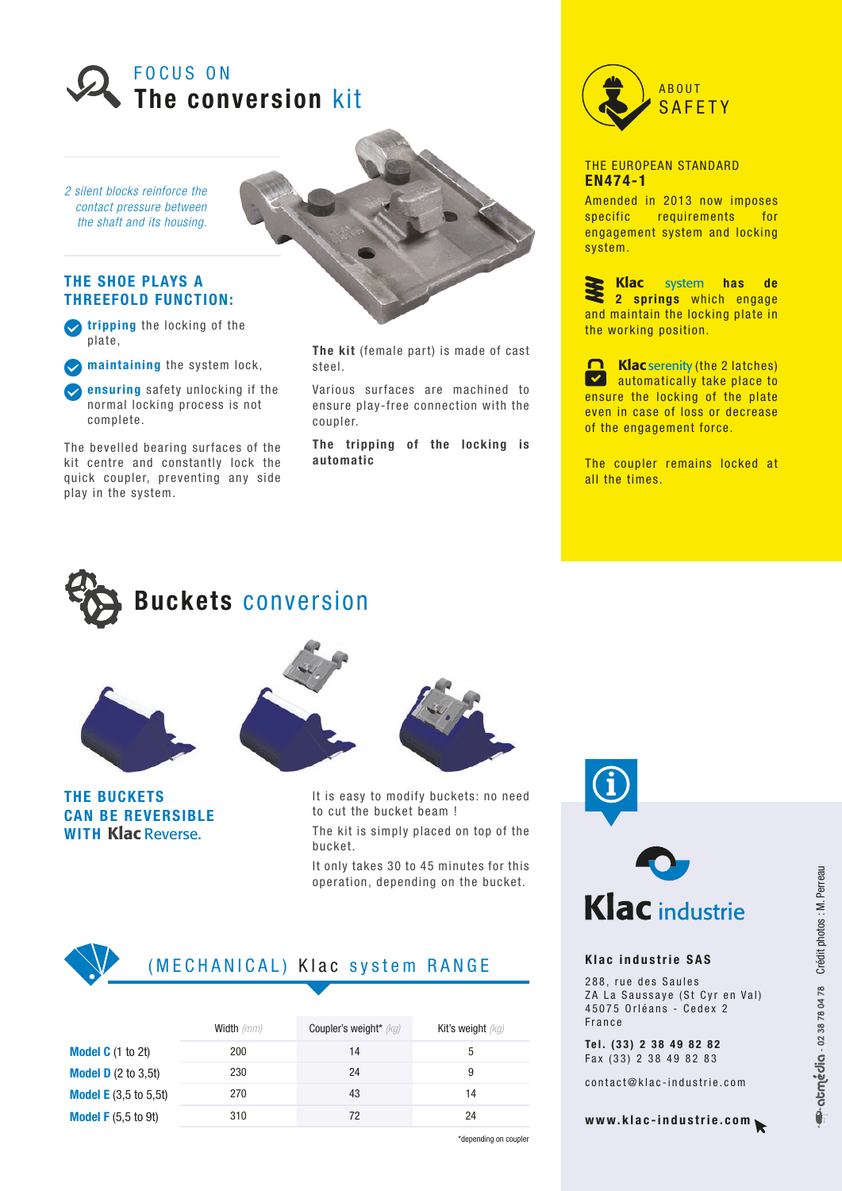# FOCUS ON The conversion kit

*2 silent blocks reinforce the contact pressure between the shaft and its housing.*

## THE SHOE PLAYS A THREEFOLD FUNCTION:

- **tripping** the locking of the plate,
- **maintaining** the system lock,
- **ensuring** safety unlocking if the normal locking process is not complete.

The bevelled bearing surfaces of the kit centre and constantly lock the quick coupler, preventing any side play in the system.

**The kit** (female part) is made of cast steel.

Various surfaces are machined to ensure play-free connection with the coupler.

**The tripping of the locking is automatic**

## ABOUT SAFETY

THE EUROPEAN STANDARD
**EN474-1**
Amended in 2013 now imposes specific requirements for engagement system and locking system.

**Klac** system **has de 2 springs** which engage and maintain the locking plate in the working position.

**Klac** serenity (the 2 latches) automatically take place to ensure the locking of the plate even in case of loss or decrease of the engagement force.

The coupler remains locked at all the times.

# Buckets conversion

**THE BUCKETS CAN BE REVERSIBLE WITH Klac Reverse.**

It is easy to modify buckets: no need to cut the bucket beam !

The kit is simply placed on top of the bucket.

It only takes 30 to 45 minutes for this operation, depending on the bucket.

## (MECHANICAL) Klac system RANGE

| | Width *(mm)* | Coupler's weight* *(kg)* | Kit's weight *(kg)* |
|---|---|---|---|
| **Model C** (1 to 2t) | 200 | 14 | 5 |
| **Model D** (2 to 3,5t) | 230 | 24 | 9 |
| **Model E** (3,5 to 5,5t) | 270 | 43 | 14 |
| **Model F** (5,5 to 9t) | 310 | 72 | 24 |

*depending on coupler

**Klac** industrie

**Klac industrie SAS**

288, rue des Saules
ZA La Saussaye (St Cyr en Val)
45075 Orléans - Cedex 2
France

**Tel. (33) 2 38 49 82 82**
Fax (33) 2 38 49 82 83

contact@klac-industrie.com

**www.klac-industrie.com**

atmédia - 02 38 78 04 78 Crédit photos : M. Perreau